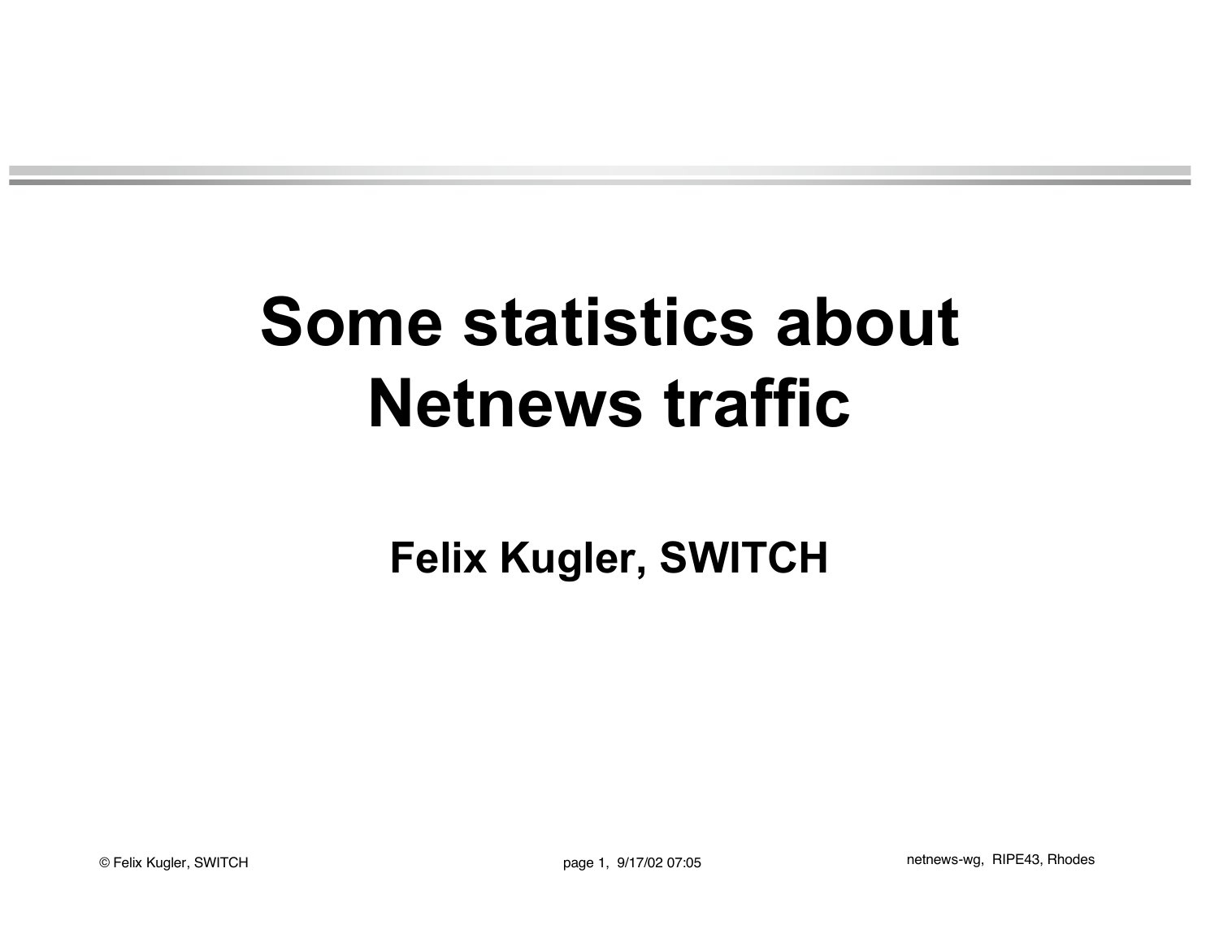# Some statistics about Netnews traffic

**Felix Kugler, SWITCH**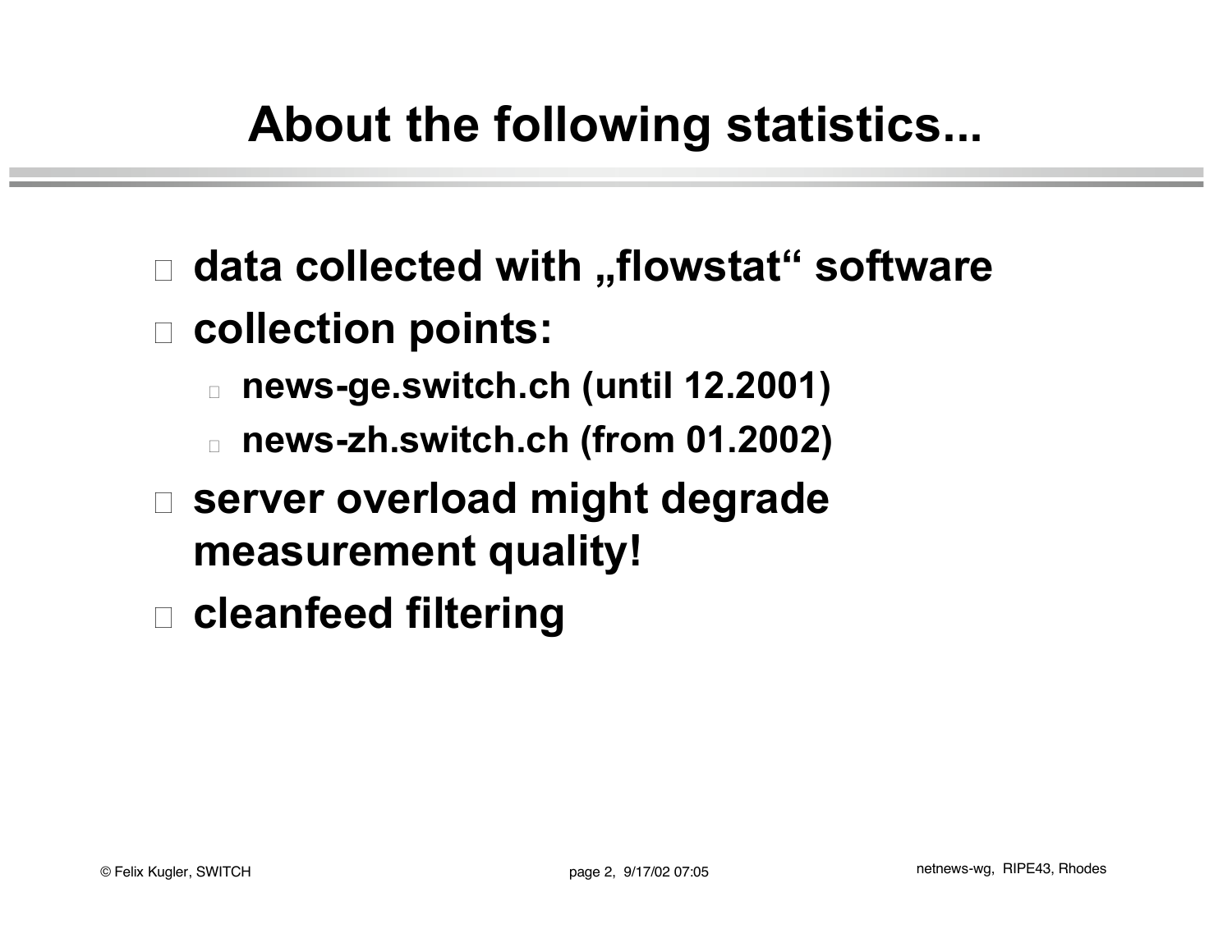# About the following statistics...

- data collected with „flowstat“ software
- collection points:
  - news-ge.switch.ch (until 12.2001)
  - news-zh.switch.ch (from 01.2002)
- server overload might degrade measurement quality!
- cleanfeed filtering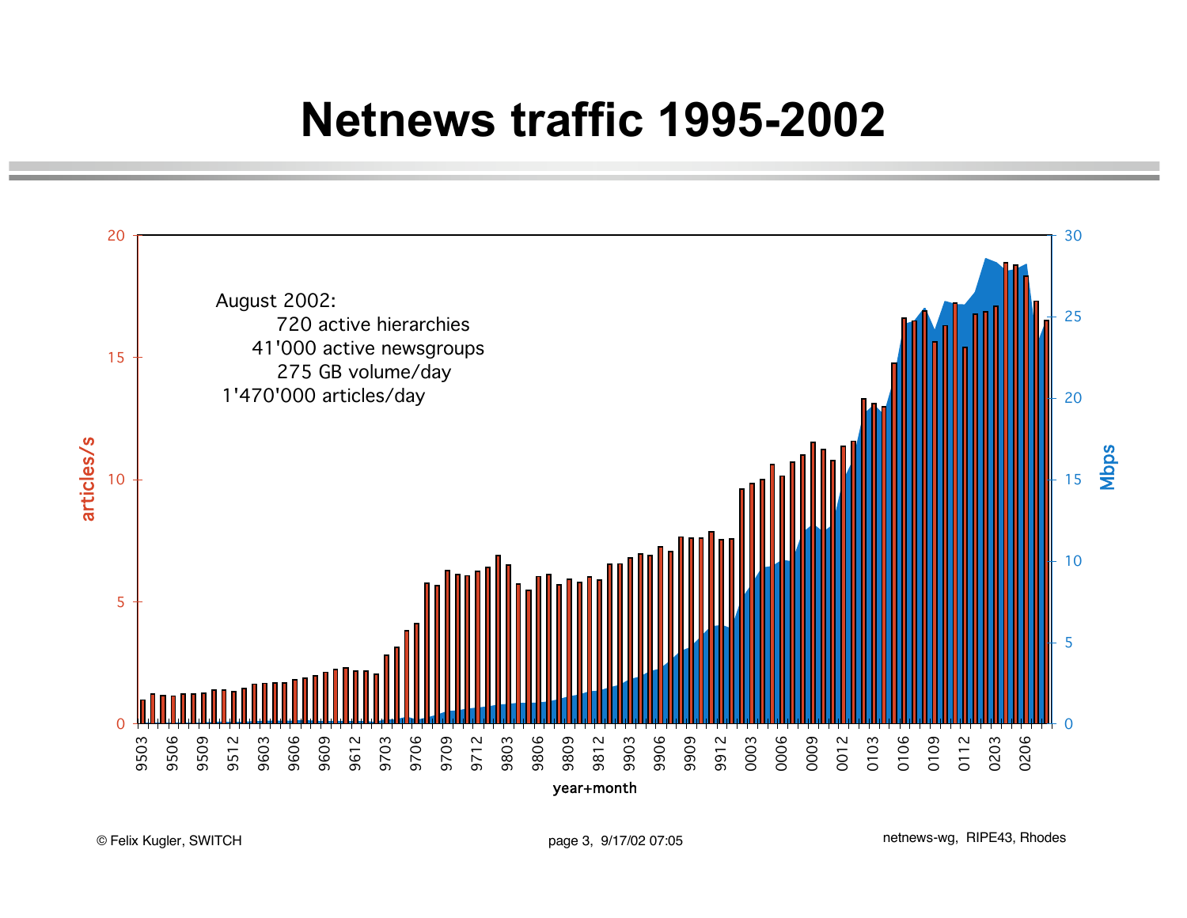# Netnews traffic 1995-2002

August 2002:

720 active hierarchies

41'000 active newsgroups

275 GB volume/day

1'470'000 articles/day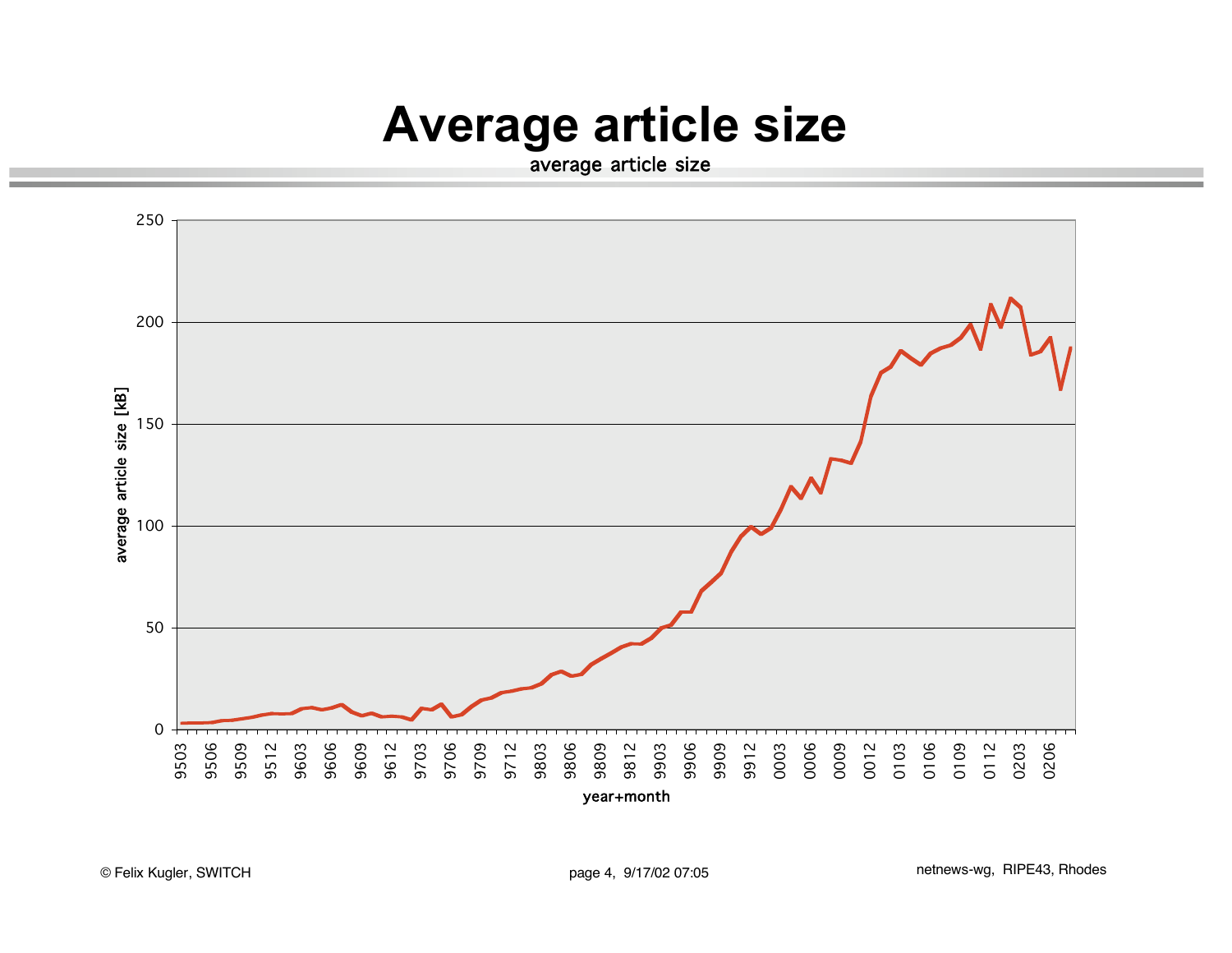# Average article size

average article size

average article size [kB]

250

200

150

100

50

0

9503 9506 9509 9512 9603 9606 9609 9612 9703 9706 9709 9712 9803 9806 9809 9812 9903 9906 9909 9912 0003 0006 0009 0012 0103 0106 0109 0112 0203 0206

year+month

© Felix Kugler, SWITCH

netnews-wg, RIPE43, Rhodes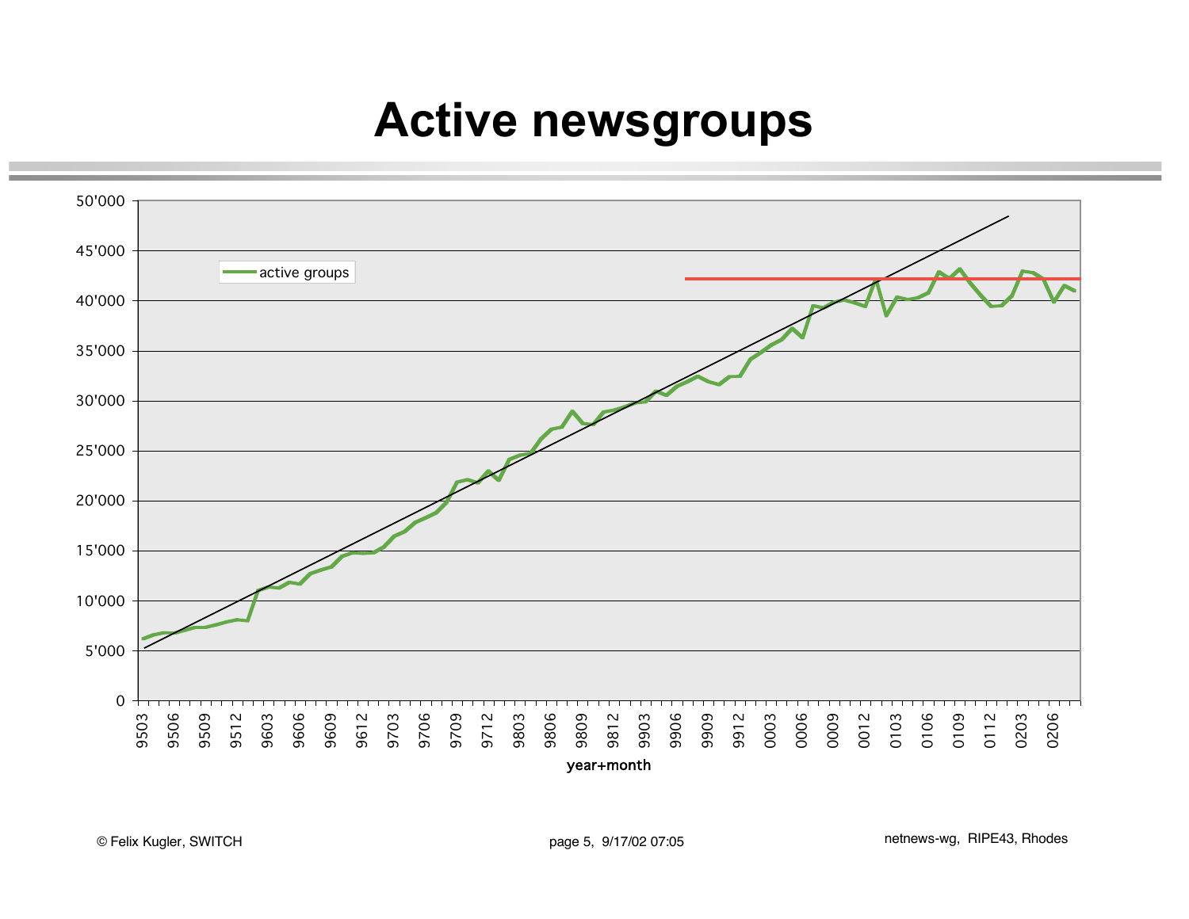# Active newsgroups

active groups

50'000
45'000
40'000
35'000
30'000
25'000
20'000
15'000
10'000
5'000
0

9503 9506 9509 9512 9603 9606 9609 9612 9703 9706 9709 9712 9803 9806 9809 9812 9903 9906 9909 9912 0003 0006 0009 0012 0103 0106 0109 0112 0203 0206

year+month

© Felix Kugler, SWITCH

netnews-wg, RIPE43, Rhodes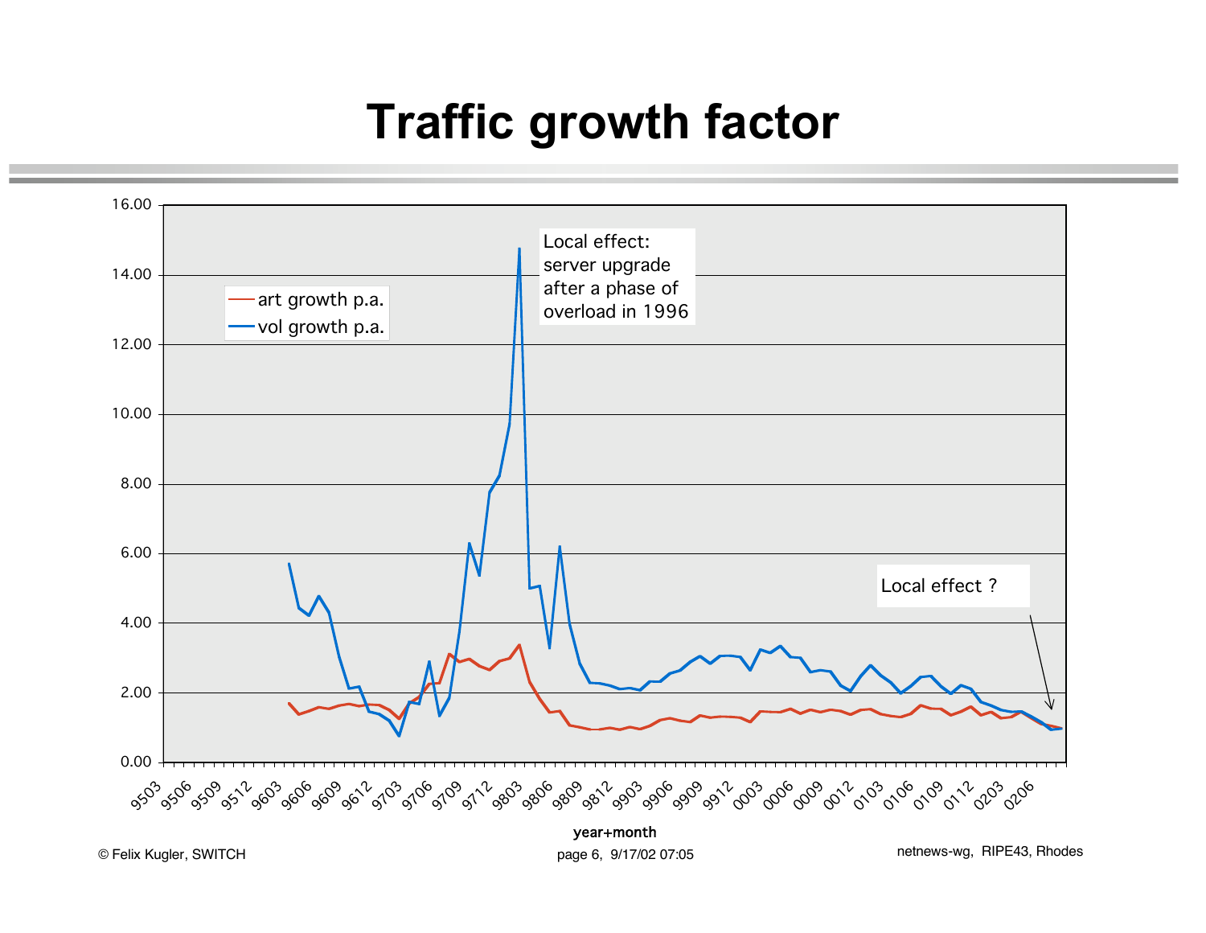# Traffic growth factor

Local effect: server upgrade after a phase of overload in 1996

- art growth p.a.
- vol growth p.a.

Local effect ?

year+month

© Felix Kugler, SWITCH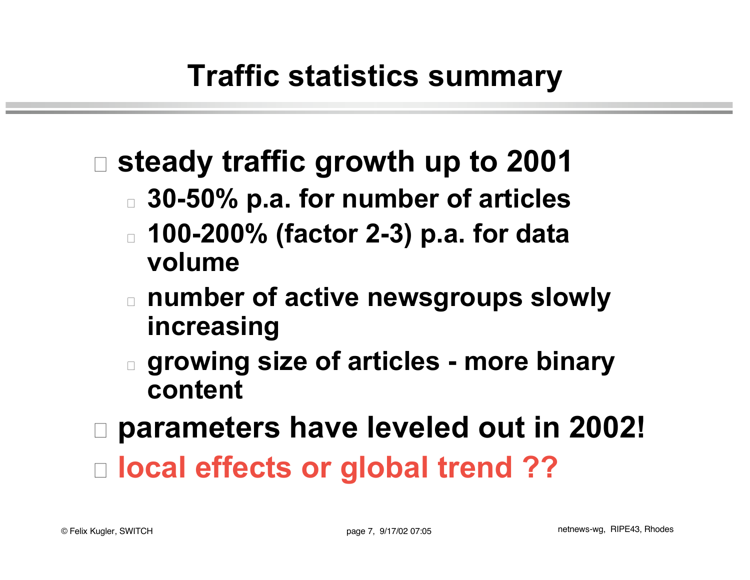# Traffic statistics summary

- steady traffic growth up to 2001
  - 30-50% p.a. for number of articles
  - 100-200% (factor 2-3) p.a. for data volume
  - number of active newsgroups slowly increasing
  - growing size of articles - more binary content
- parameters have leveled out in 2002!
- local effects or global trend ??